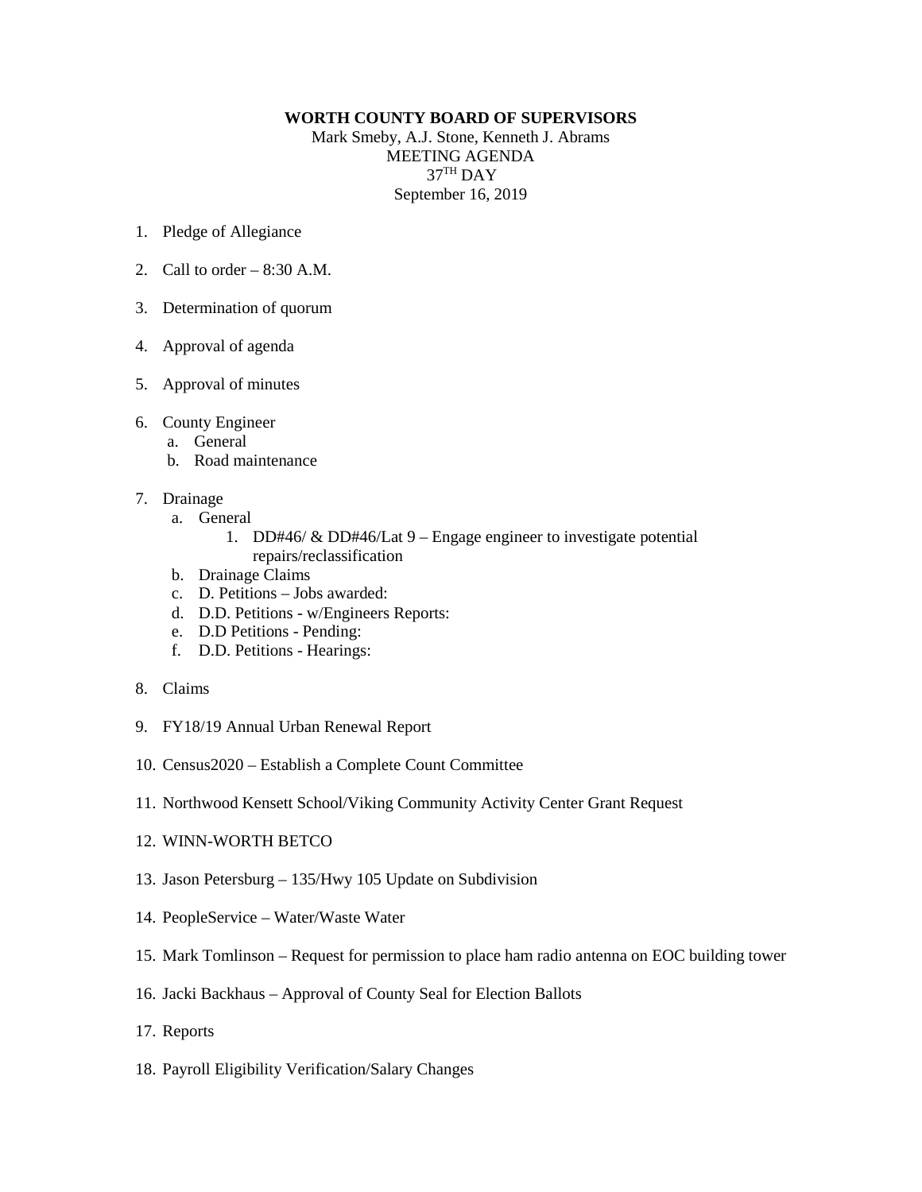**WORTH COUNTY BOARD OF SUPERVISORS**

Mark Smeby, A.J. Stone, Kenneth J. Abrams

MEETING AGENDA

37TH DAY

September 16, 2019

1. Pledge of Allegiance

2. Call to order – 8:30 A.M.

3. Determination of quorum

4. Approval of agenda

5. Approval of minutes

6. County Engineer
   a. General
   b. Road maintenance

7. Drainage
   a. General
      1. DD#46/ & DD#46/Lat 9 – Engage engineer to investigate potential repairs/reclassification
   b. Drainage Claims
   c. D. Petitions – Jobs awarded:
   d. D.D. Petitions - w/Engineers Reports:
   e. D.D Petitions - Pending:
   f. D.D. Petitions - Hearings:

8. Claims

9. FY18/19 Annual Urban Renewal Report

10. Census2020 – Establish a Complete Count Committee

11. Northwood Kensett School/Viking Community Activity Center Grant Request

12. WINN-WORTH BETCO

13. Jason Petersburg – 135/Hwy 105 Update on Subdivision

14. PeopleService – Water/Waste Water

15. Mark Tomlinson – Request for permission to place ham radio antenna on EOC building tower

16. Jacki Backhaus – Approval of County Seal for Election Ballots

17. Reports

18. Payroll Eligibility Verification/Salary Changes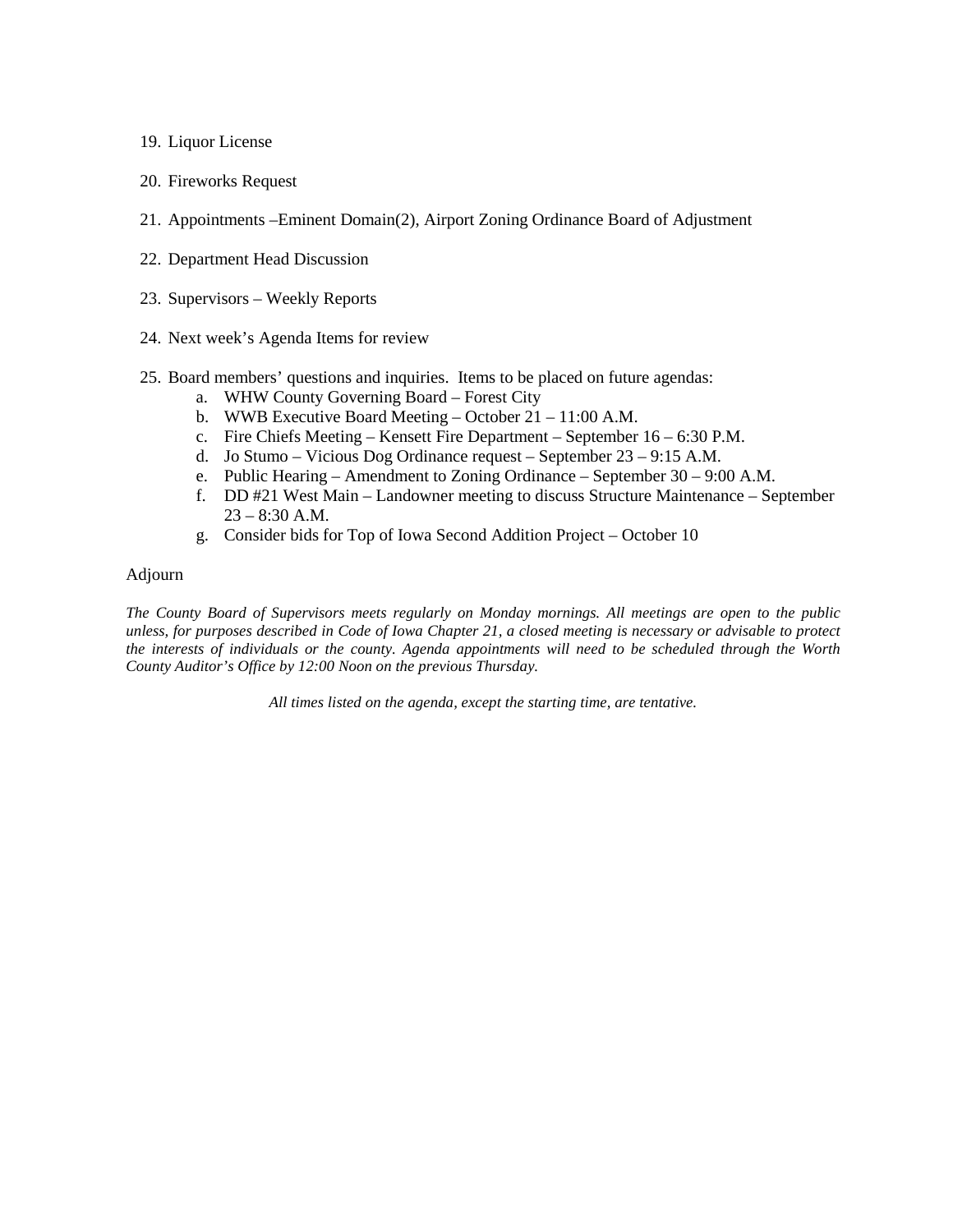19. Liquor License

20. Fireworks Request

21. Appointments –Eminent Domain(2), Airport Zoning Ordinance Board of Adjustment

22. Department Head Discussion

23. Supervisors – Weekly Reports

24. Next week's Agenda Items for review

25. Board members' questions and inquiries. Items to be placed on future agendas:
    a. WHW County Governing Board – Forest City
    b. WWB Executive Board Meeting – October 21 – 11:00 A.M.
    c. Fire Chiefs Meeting – Kensett Fire Department – September 16 – 6:30 P.M.
    d. Jo Stumo – Vicious Dog Ordinance request – September 23 – 9:15 A.M.
    e. Public Hearing – Amendment to Zoning Ordinance – September 30 – 9:00 A.M.
    f. DD #21 West Main – Landowner meeting to discuss Structure Maintenance – September 23 – 8:30 A.M.
    g. Consider bids for Top of Iowa Second Addition Project – October 10

Adjourn

*The County Board of Supervisors meets regularly on Monday mornings. All meetings are open to the public unless, for purposes described in Code of Iowa Chapter 21, a closed meeting is necessary or advisable to protect the interests of individuals or the county. Agenda appointments will need to be scheduled through the Worth County Auditor's Office by 12:00 Noon on the previous Thursday.*

*All times listed on the agenda, except the starting time, are tentative.*